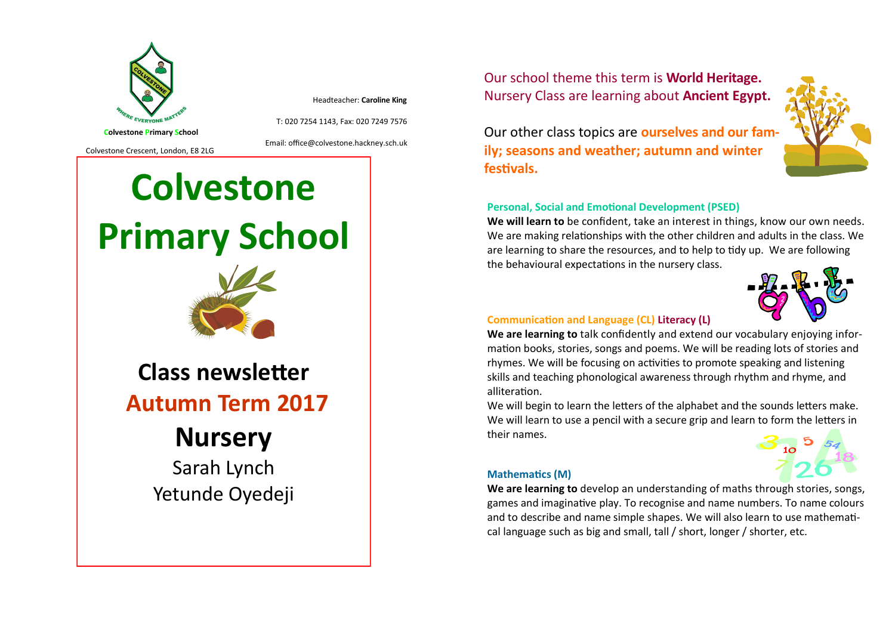Colvestone Primary School

Colvestone Crescent, London, E8 2LG

Headteacher: **Caroline King**

T: 020 7254 1143, Fax: 020 7249 7576

Email: office@colvestone.hackney.sch.uk

# Colvestone Primary School

## Class newsletter

## Autumn Term 2017

## Nursery

Sarah Lynch

Yetunde Oyedeji

Our school theme this term is **World Heritage.** Nursery Class are learning about **Ancient Egypt.**

Our other class topics are **ourselves and our family; seasons and weather; autumn and winter festivals.**

### Personal, Social and Emotional Development (PSED)

**We will learn to** be confident, take an interest in things, know our own needs. We are making relationships with the other children and adults in the class. We are learning to share the resources, and to help to tidy up. We are following the behavioural expectations in the nursery class.

### Communication and Language (CL) Literacy (L)

**We are learning to** talk confidently and extend our vocabulary enjoying information books, stories, songs and poems. We will be reading lots of stories and rhymes. We will be focusing on activities to promote speaking and listening skills and teaching phonological awareness through rhythm and rhyme, and alliteration.

We will begin to learn the letters of the alphabet and the sounds letters make. We will learn to use a pencil with a secure grip and learn to form the letters in their names.

### Mathematics (M)

**We are learning to** develop an understanding of maths through stories, songs, games and imaginative play. To recognise and name numbers. To name colours and to describe and name simple shapes. We will also learn to use mathematical language such as big and small, tall / short, longer / shorter, etc.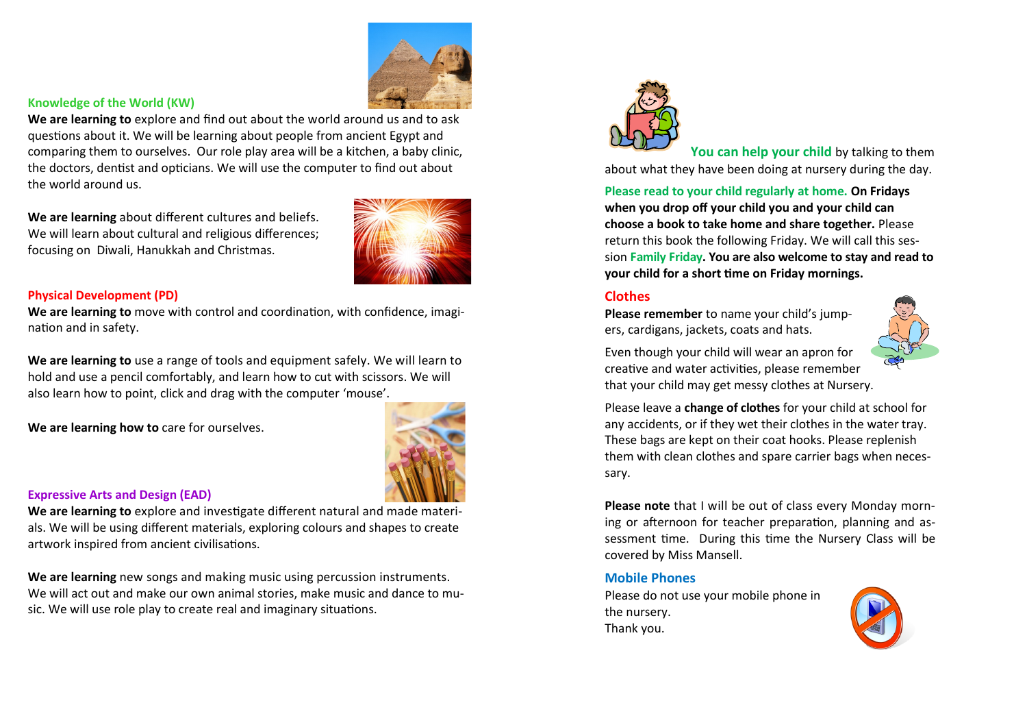## Knowledge of the World (KW)

**We are learning to** explore and find out about the world around us and to ask questions about it. We will be learning about people from ancient Egypt and comparing them to ourselves. Our role play area will be a kitchen, a baby clinic, the doctors, dentist and opticians. We will use the computer to find out about the world around us.

**We are learning** about different cultures and beliefs. We will learn about cultural and religious differences; focusing on Diwali, Hanukkah and Christmas.

## Physical Development (PD)

**We are learning to** move with control and coordination, with confidence, imagination and in safety.

**We are learning to** use a range of tools and equipment safely. We will learn to hold and use a pencil comfortably, and learn how to cut with scissors. We will also learn how to point, click and drag with the computer 'mouse'.

**We are learning how to** care for ourselves.

## Expressive Arts and Design (EAD)

**We are learning to** explore and investigate different natural and made materials. We will be using different materials, exploring colours and shapes to create artwork inspired from ancient civilisations.

**We are learning** new songs and making music using percussion instruments. We will act out and make our own animal stories, make music and dance to music. We will use role play to create real and imaginary situations.

**You can help your child** by talking to them about what they have been doing at nursery during the day.

**Please read to your child regularly at home. On Fridays when you drop off your child you and your child can choose a book to take home and share together.** Please return this book the following Friday. We will call this session **Family Friday. You are also welcome to stay and read to your child for a short time on Friday mornings.**

## Clothes

**Please remember** to name your child's jumpers, cardigans, jackets, coats and hats.

Even though your child will wear an apron for creative and water activities, please remember that your child may get messy clothes at Nursery.

Please leave a **change of clothes** for your child at school for any accidents, or if they wet their clothes in the water tray. These bags are kept on their coat hooks. Please replenish them with clean clothes and spare carrier bags when necessary.

**Please note** that I will be out of class every Monday morning or afternoon for teacher preparation, planning and assessment time. During this time the Nursery Class will be covered by Miss Mansell.

## Mobile Phones

Please do not use your mobile phone in the nursery.
Thank you.